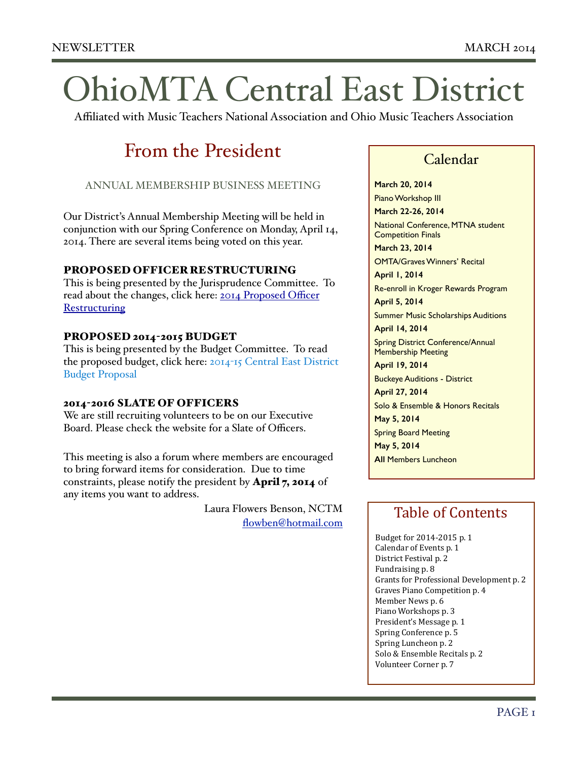# OhioMTA Central East District

Affiliated with Music Teachers National Association and Ohio Music Teachers Association

## From the President

ANNUAL MEMBERSHIP BUSINESS MEETING

Our District's Annual Membership Meeting will be held in conjunction with our Spring Conference on Monday, April 14, 2014. There are several items being voted on this year.

### PROPOSED OFFICER RESTRUCTURING

This is being presented by the Jurisprudence Committee. To read about the changes, click here: 2014 Proposed Officer Restructuring

### PROPOSED 2014-2015 BUDGET

This is being presented by the Budget Committee. To read the proposed budget, click here: 2014-15 Central East District Budget Proposal

### 2014-2016 SLATE OF OFFICERS

We are still recruiting volunteers to be on our Executive Board. Please check the website for a Slate of Officers.

This meeting is also a forum where members are encouraged to bring forward items for consideration. Due to time constraints, please notify the president by **April 7, 2014** of any items you want to address.

Laura Flowers Benson, NCTM
flowben@hotmail.com

## Calendar

**March 20, 2014**
Piano Workshop III

**March 22-26, 2014**
National Conference, MTNA student Competition Finals

**March 23, 2014**
OMTA/Graves Winners' Recital

**April 1, 2014**
Re-enroll in Kroger Rewards Program

**April 5, 2014**
Summer Music Scholarships Auditions

**April 14, 2014**
Spring District Conference/Annual Membership Meeting

**April 19, 2014**
Buckeye Auditions - District

**April 27, 2014**
Solo & Ensemble & Honors Recitals

**May 5, 2014**
Spring Board Meeting

**May 5, 2014**
**All** Members Luncheon

## Table of Contents

Budget for 2014-2015 p. 1
Calendar of Events p. 1
District Festival p. 2
Fundraising p. 8
Grants for Professional Development p. 2
Graves Piano Competition p. 4
Member News p. 6
Piano Workshops p. 3
President's Message p. 1
Spring Conference p. 5
Spring Luncheon p. 2
Solo & Ensemble Recitals p. 2
Volunteer Corner p. 7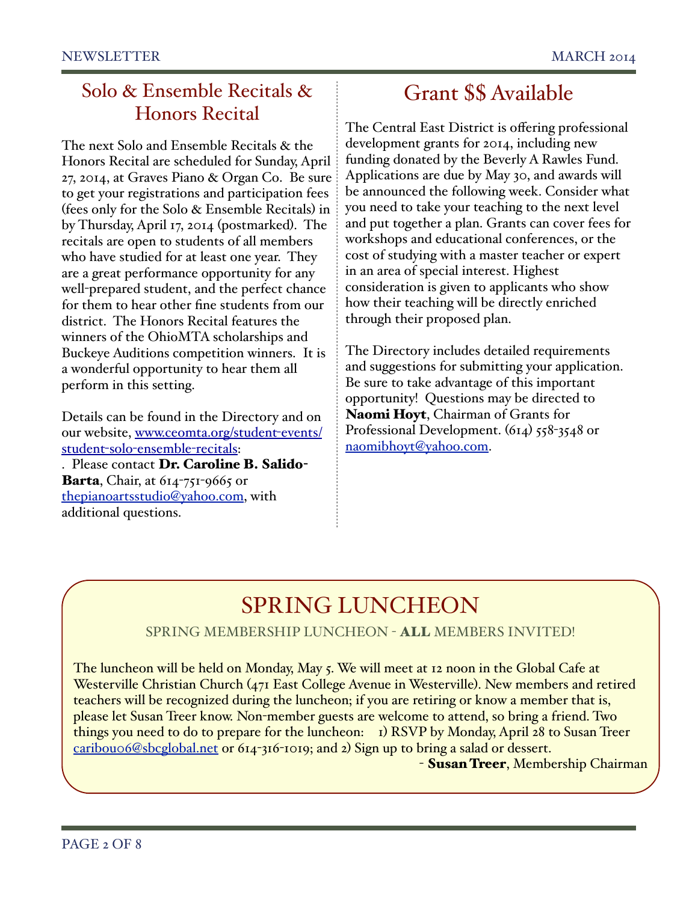## Solo & Ensemble Recitals & Honors Recital

The next Solo and Ensemble Recitals & the Honors Recital are scheduled for Sunday, April 27, 2014, at Graves Piano & Organ Co. Be sure to get your registrations and participation fees (fees only for the Solo & Ensemble Recitals) in by Thursday, April 17, 2014 (postmarked). The recitals are open to students of all members who have studied for at least one year. They are a great performance opportunity for any well-prepared student, and the perfect chance for them to hear other fine students from our district. The Honors Recital features the winners of the OhioMTA scholarships and Buckeye Auditions competition winners. It is a wonderful opportunity to hear them all perform in this setting.

Details can be found in the Directory and on our website, www.ceomta.org/student-events/student-solo-ensemble-recitals: . Please contact **Dr. Caroline B. Salido-Barta**, Chair, at 614-751-9665 or thepianoartsstudio@yahoo.com, with additional questions.

## Grant $$ Available

The Central East District is offering professional development grants for 2014, including new funding donated by the Beverly A Rawles Fund. Applications are due by May 30, and awards will be announced the following week. Consider what you need to take your teaching to the next level and put together a plan. Grants can cover fees for workshops and educational conferences, or the cost of studying with a master teacher or expert in an area of special interest. Highest consideration is given to applicants who show how their teaching will be directly enriched through their proposed plan.

The Directory includes detailed requirements and suggestions for submitting your application. Be sure to take advantage of this important opportunity! Questions may be directed to **Naomi Hoyt**, Chairman of Grants for Professional Development. (614) 558-3548 or naomibhoyt@yahoo.com.

## SPRING LUNCHEON

SPRING MEMBERSHIP LUNCHEON - **ALL** MEMBERS INVITED!

The luncheon will be held on Monday, May 5. We will meet at 12 noon in the Global Cafe at Westerville Christian Church (471 East College Avenue in Westerville). New members and retired teachers will be recognized during the luncheon; if you are retiring or know a member that is, please let Susan Treer know. Non-member guests are welcome to attend, so bring a friend. Two things you need to do to prepare for the luncheon: 1) RSVP by Monday, April 28 to Susan Treer caribou06@sbcglobal.net or 614-316-1019; and 2) Sign up to bring a salad or dessert.

\- **Susan Treer**, Membership Chairman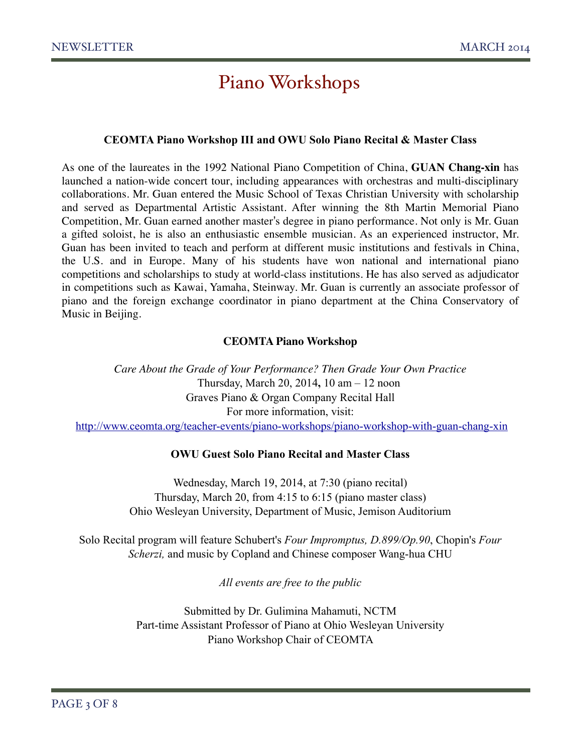# Piano Workshops

### CEOMTA Piano Workshop III and OWU Solo Piano Recital & Master Class

As one of the laureates in the 1992 National Piano Competition of China, **GUAN Chang-xin** has launched a nation-wide concert tour, including appearances with orchestras and multi-disciplinary collaborations. Mr. Guan entered the Music School of Texas Christian University with scholarship and served as Departmental Artistic Assistant. After winning the 8th Martin Memorial Piano Competition, Mr. Guan earned another master's degree in piano performance. Not only is Mr. Guan a gifted soloist, he is also an enthusiastic ensemble musician. As an experienced instructor, Mr. Guan has been invited to teach and perform at different music institutions and festivals in China, the U.S. and in Europe. Many of his students have won national and international piano competitions and scholarships to study at world-class institutions. He has also served as adjudicator in competitions such as Kawai, Yamaha, Steinway. Mr. Guan is currently an associate professor of piano and the foreign exchange coordinator in piano department at the China Conservatory of Music in Beijing.

### CEOMTA Piano Workshop

*Care About the Grade of Your Performance? Then Grade Your Own Practice*
Thursday, March 20, 2014**,** 10 am – 12 noon
Graves Piano & Organ Company Recital Hall
For more information, visit:
http://www.ceomta.org/teacher-events/piano-workshops/piano-workshop-with-guan-chang-xin

### OWU Guest Solo Piano Recital and Master Class

Wednesday, March 19, 2014, at 7:30 (piano recital)
Thursday, March 20, from 4:15 to 6:15 (piano master class)
Ohio Wesleyan University, Department of Music, Jemison Auditorium

Solo Recital program will feature Schubert's *Four Impromptus, D.899/Op.90*, Chopin's *Four Scherzi,* and music by Copland and Chinese composer Wang-hua CHU

*All events are free to the public*

Submitted by Dr. Gulimina Mahamuti, NCTM
Part-time Assistant Professor of Piano at Ohio Wesleyan University
Piano Workshop Chair of CEOMTA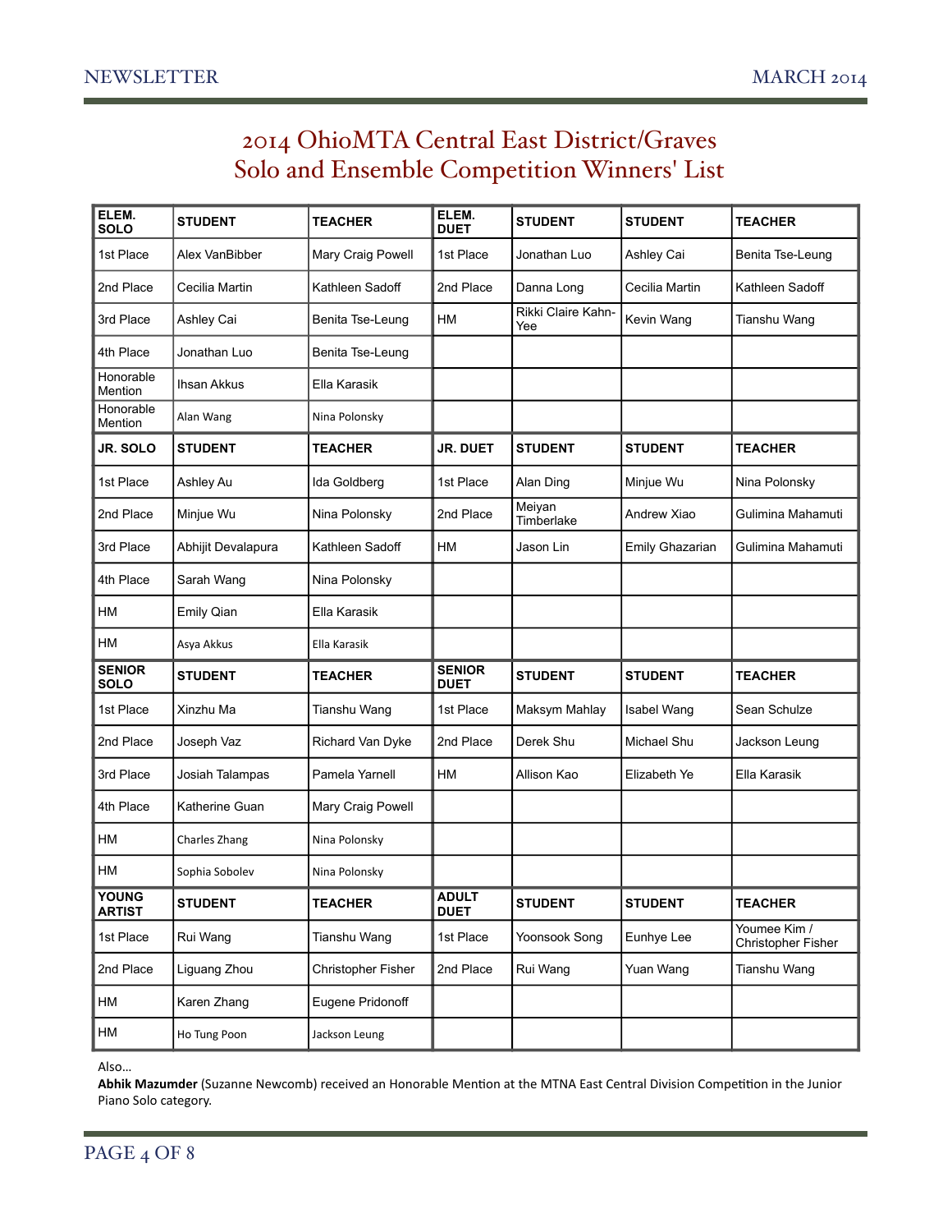# 2014 OhioMTA Central East District/Graves Solo and Ensemble Competition Winners' List

| ELEM. SOLO | STUDENT | TEACHER | ELEM. DUET | STUDENT | STUDENT | TEACHER |
|---|---|---|---|---|---|---|
| 1st Place | Alex VanBibber | Mary Craig Powell | 1st Place | Jonathan Luo | Ashley Cai | Benita Tse-Leung |
| 2nd Place | Cecilia Martin | Kathleen Sadoff | 2nd Place | Danna Long | Cecilia Martin | Kathleen Sadoff |
| 3rd Place | Ashley Cai | Benita Tse-Leung | HM | Rikki Claire Kahn-Yee | Kevin Wang | Tianshu Wang |
| 4th Place | Jonathan Luo | Benita Tse-Leung | | | | |
| Honorable Mention | Ihsan Akkus | Ella Karasik | | | | |
| Honorable Mention | Alan Wang | Nina Polonsky | | | | |
| **JR. SOLO** | **STUDENT** | **TEACHER** | **JR. DUET** | **STUDENT** | **STUDENT** | **TEACHER** |
| 1st Place | Ashley Au | Ida Goldberg | 1st Place | Alan Ding | Minjue Wu | Nina Polonsky |
| 2nd Place | Minjue Wu | Nina Polonsky | 2nd Place | Meiyan Timberlake | Andrew Xiao | Gulimina Mahamuti |
| 3rd Place | Abhijit Devalapura | Kathleen Sadoff | HM | Jason Lin | Emily Ghazarian | Gulimina Mahamuti |
| 4th Place | Sarah Wang | Nina Polonsky | | | | |
| HM | Emily Qian | Ella Karasik | | | | |
| HM | Asya Akkus | Ella Karasik | | | | |
| **SENIOR SOLO** | **STUDENT** | **TEACHER** | **SENIOR DUET** | **STUDENT** | **STUDENT** | **TEACHER** |
| 1st Place | Xinzhu Ma | Tianshu Wang | 1st Place | Maksym Mahlay | Isabel Wang | Sean Schulze |
| 2nd Place | Joseph Vaz | Richard Van Dyke | 2nd Place | Derek Shu | Michael Shu | Jackson Leung |
| 3rd Place | Josiah Talampas | Pamela Yarnell | HM | Allison Kao | Elizabeth Ye | Ella Karasik |
| 4th Place | Katherine Guan | Mary Craig Powell | | | | |
| HM | Charles Zhang | Nina Polonsky | | | | |
| HM | Sophia Sobolev | Nina Polonsky | | | | |
| **YOUNG ARTIST** | **STUDENT** | **TEACHER** | **ADULT DUET** | **STUDENT** | **STUDENT** | **TEACHER** |
| 1st Place | Rui Wang | Tianshu Wang | 1st Place | Yoonsook Song | Eunhye Lee | Youmee Kim / Christopher Fisher |
| 2nd Place | Liguang Zhou | Christopher Fisher | 2nd Place | Rui Wang | Yuan Wang | Tianshu Wang |
| HM | Karen Zhang | Eugene Pridonoff | | | | |
| HM | Ho Tung Poon | Jackson Leung | | | | |

Also…
**Abhik Mazumder** (Suzanne Newcomb) received an Honorable Mention at the MTNA East Central Division Competition in the Junior Piano Solo category.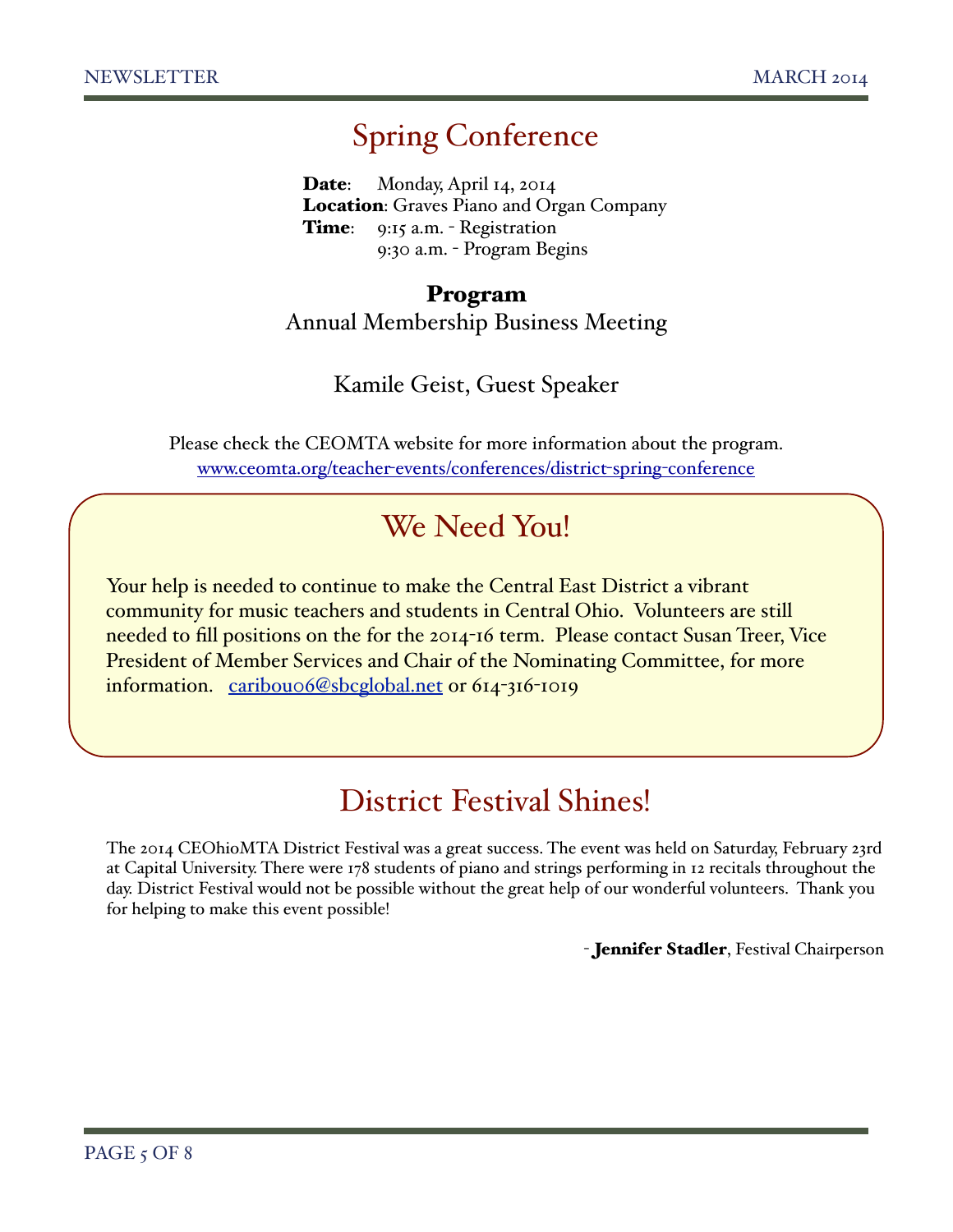# Spring Conference

**Date**: Monday, April 14, 2014
**Location**: Graves Piano and Organ Company
**Time**: 9:15 a.m. - Registration
9:30 a.m. - Program Begins

**Program**

Annual Membership Business Meeting

Kamile Geist, Guest Speaker

Please check the CEOMTA website for more information about the program.
www.ceomta.org/teacher-events/conferences/district-spring-conference

## We Need You!

Your help is needed to continue to make the Central East District a vibrant community for music teachers and students in Central Ohio. Volunteers are still needed to fill positions on the for the 2014-16 term. Please contact Susan Treer, Vice President of Member Services and Chair of the Nominating Committee, for more information. caribou06@sbcglobal.net or 614-316-1019

# District Festival Shines!

The 2014 CEOhioMTA District Festival was a great success. The event was held on Saturday, February 23rd at Capital University. There were 178 students of piano and strings performing in 12 recitals throughout the day. District Festival would not be possible without the great help of our wonderful volunteers. Thank you for helping to make this event possible!

- **Jennifer Stadler**, Festival Chairperson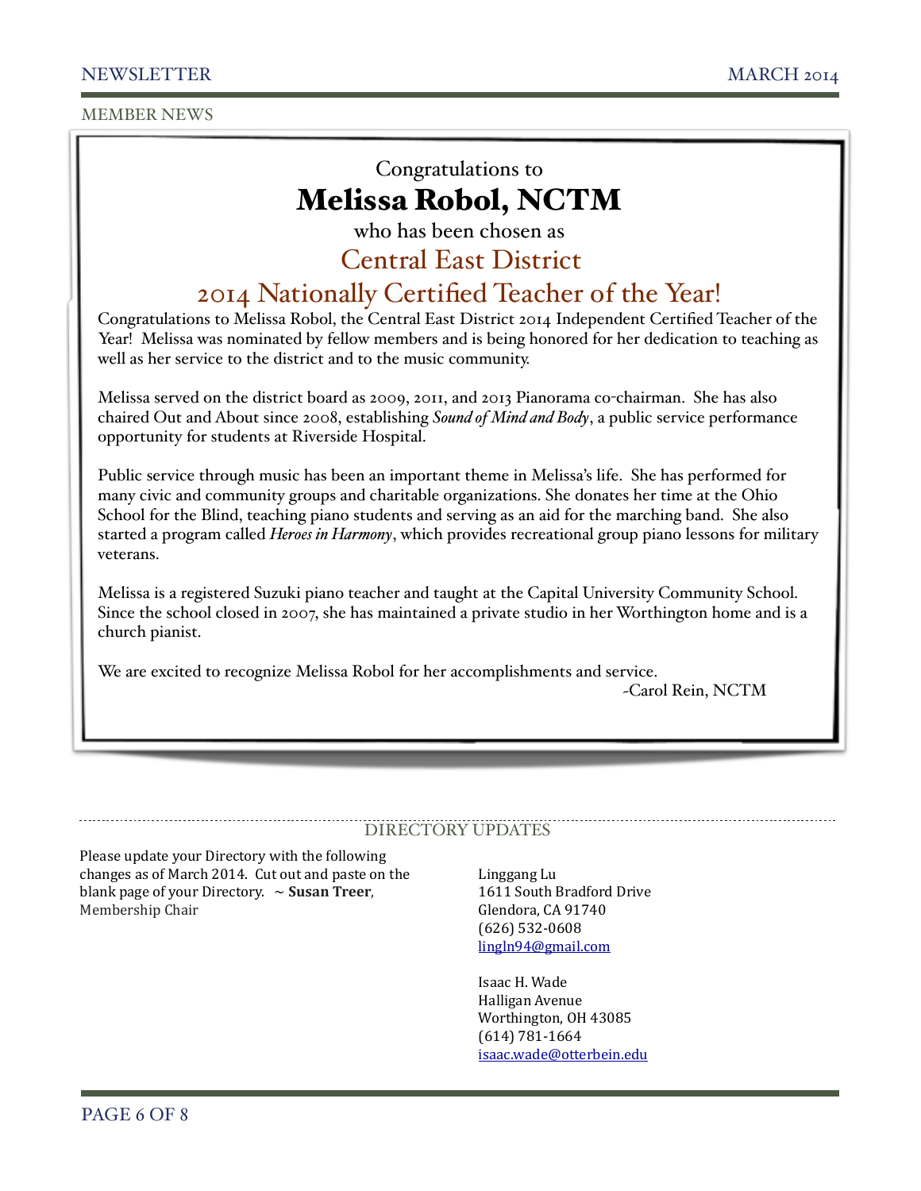## MEMBER NEWS

Congratulations to

# Melissa Robol, NCTM

who has been chosen as

## Central East District 2014 Nationally Certified Teacher of the Year!

Congratulations to Melissa Robol, the Central East District 2014 Independent Certified Teacher of the Year! Melissa was nominated by fellow members and is being honored for her dedication to teaching as well as her service to the district and to the music community.

Melissa served on the district board as 2009, 2011, and 2013 Pianorama co-chairman. She has also chaired Out and About since 2008, establishing *Sound of Mind and Body*, a public service performance opportunity for students at Riverside Hospital.

Public service through music has been an important theme in Melissa's life. She has performed for many civic and community groups and charitable organizations. She donates her time at the Ohio School for the Blind, teaching piano students and serving as an aid for the marching band. She also started a program called *Heroes in Harmony*, which provides recreational group piano lessons for military veterans.

Melissa is a registered Suzuki piano teacher and taught at the Capital University Community School. Since the school closed in 2007, she has maintained a private studio in her Worthington home and is a church pianist.

We are excited to recognize Melissa Robol for her accomplishments and service.

-Carol Rein, NCTM

## DIRECTORY UPDATES

Please update your Directory with the following changes as of March 2014. Cut out and paste on the blank page of your Directory. ~ **Susan Treer**, Membership Chair

Linggang Lu
1611 South Bradford Drive
Glendora, CA 91740
(626) 532-0608
lingln94@gmail.com

Isaac H. Wade
Halligan Avenue
Worthington, OH 43085
(614) 781-1664
isaac.wade@otterbein.edu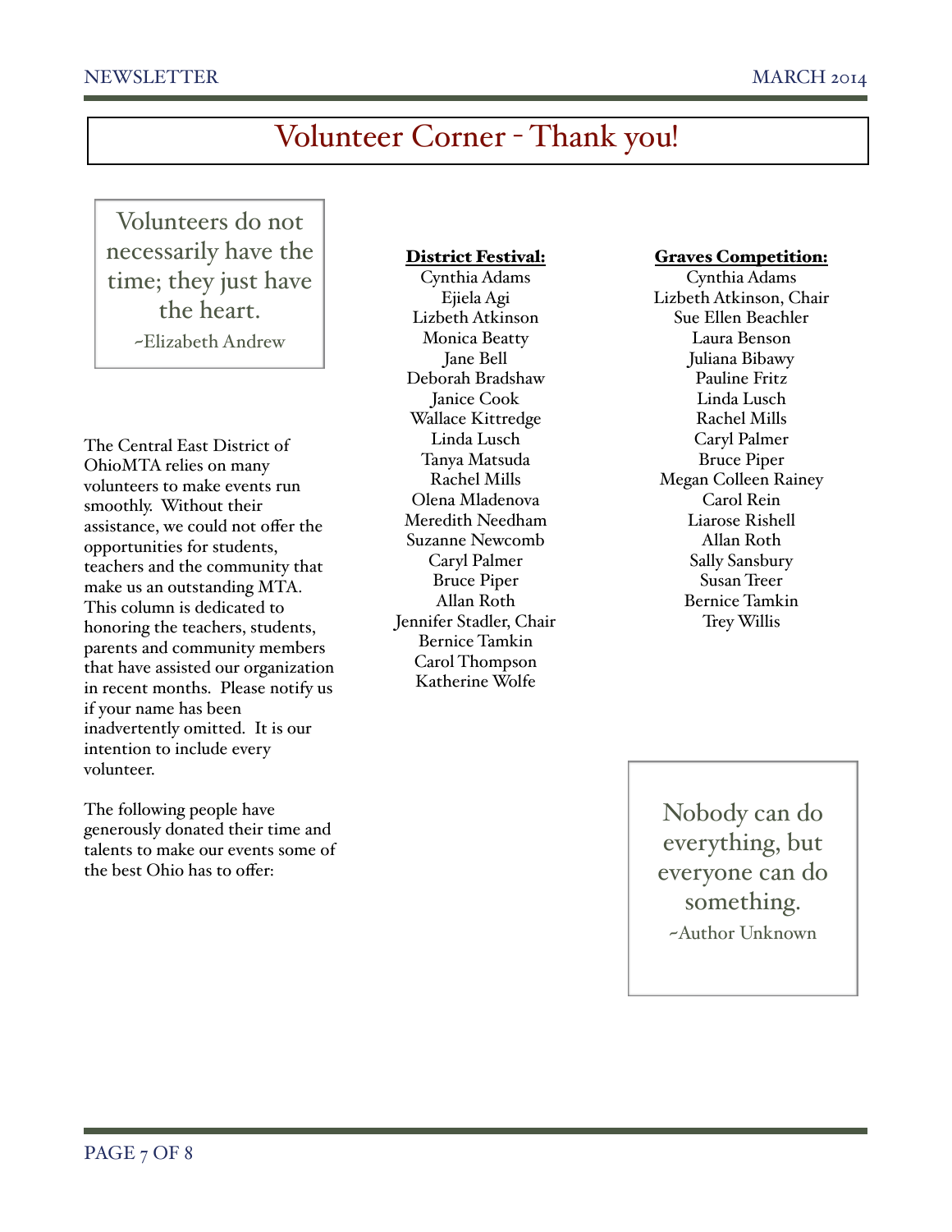# Volunteer Corner - Thank you!

> Volunteers do not necessarily have the time; they just have the heart.
>
> ~Elizabeth Andrew

The Central East District of OhioMTA relies on many volunteers to make events run smoothly. Without their assistance, we could not offer the opportunities for students, teachers and the community that make us an outstanding MTA. This column is dedicated to honoring the teachers, students, parents and community members that have assisted our organization in recent months. Please notify us if your name has been inadvertently omitted. It is our intention to include every volunteer.

The following people have generously donated their time and talents to make our events some of the best Ohio has to offer:

**District Festival:**

Cynthia Adams
Ejiela Agi
Lizbeth Atkinson
Monica Beatty
Jane Bell
Deborah Bradshaw
Janice Cook
Wallace Kittredge
Linda Lusch
Tanya Matsuda
Rachel Mills
Olena Mladenova
Meredith Needham
Suzanne Newcomb
Caryl Palmer
Bruce Piper
Allan Roth
Jennifer Stadler, Chair
Bernice Tamkin
Carol Thompson
Katherine Wolfe

**Graves Competition:**

Cynthia Adams
Lizbeth Atkinson, Chair
Sue Ellen Beachler
Laura Benson
Juliana Bibawy
Pauline Fritz
Linda Lusch
Rachel Mills
Caryl Palmer
Bruce Piper
Megan Colleen Rainey
Carol Rein
Liarose Rishell
Allan Roth
Sally Sansbury
Susan Treer
Bernice Tamkin
Trey Willis

> Nobody can do everything, but everyone can do something.
>
> ~Author Unknown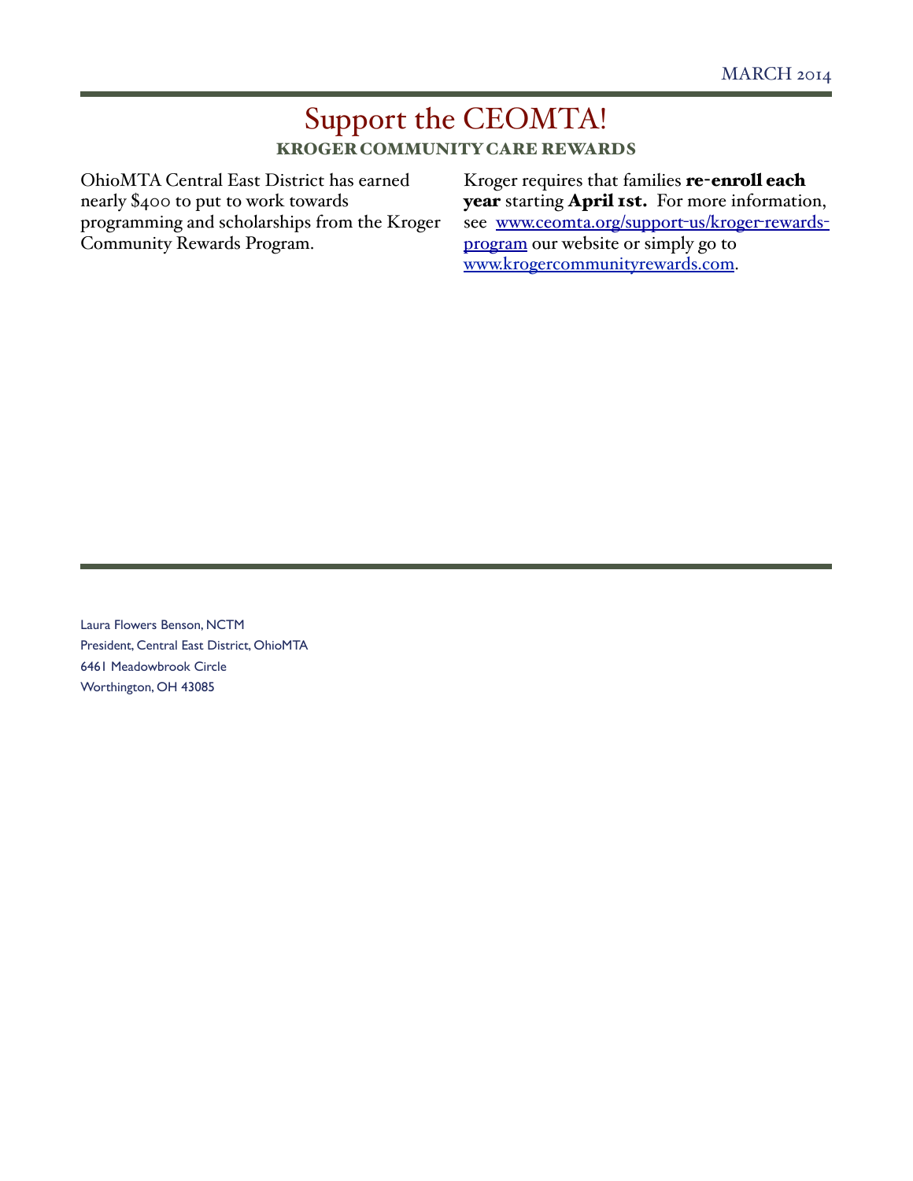# Support the CEOMTA!

## KROGER COMMUNITY CARE REWARDS

OhioMTA Central East District has earned nearly $400 to put to work towards programming and scholarships from the Kroger Community Rewards Program.

Kroger requires that families **re-enroll each year** starting **April 1st.** For more information, see [www.ceomta.org/support-us/kroger-rewards-program](http://www.ceomta.org/support-us/kroger-rewards-program) our website or simply go to [www.krogercommunityrewards.com](http://www.krogercommunityrewards.com).

---

Laura Flowers Benson, NCTM
President, Central East District, OhioMTA
6461 Meadowbrook Circle
Worthington, OH 43085